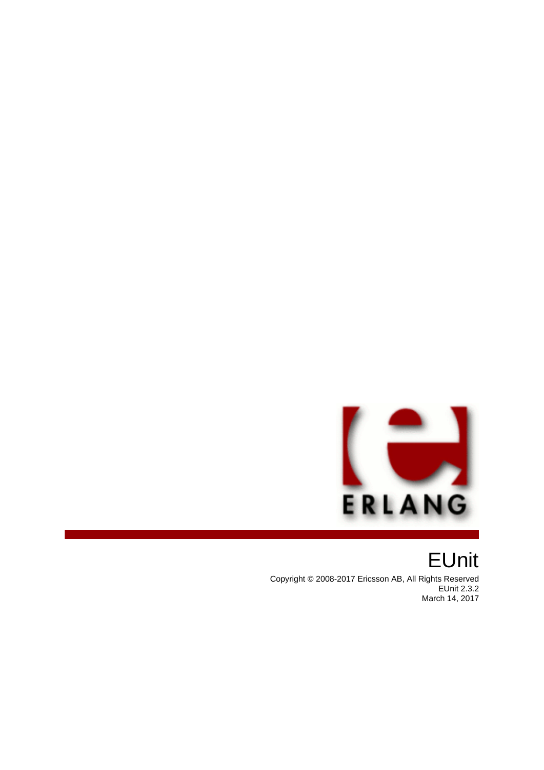# EUnit

Copyright © 2008-2017 Ericsson AB, All Rights Reserved
EUnit 2.3.2
March 14, 2017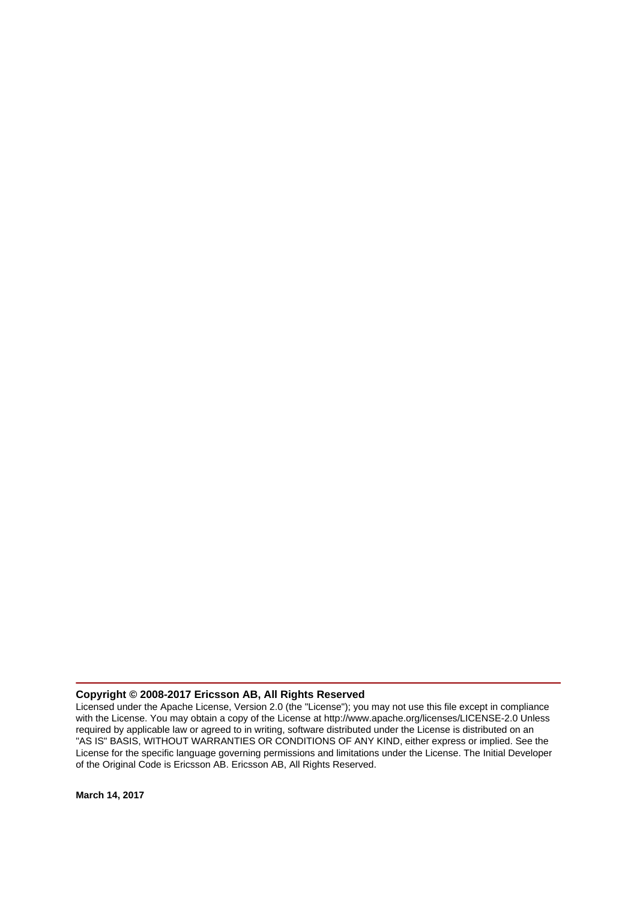**Copyright © 2008-2017 Ericsson AB, All Rights Reserved**

Licensed under the Apache License, Version 2.0 (the "License"); you may not use this file except in compliance with the License. You may obtain a copy of the License at http://www.apache.org/licenses/LICENSE-2.0 Unless required by applicable law or agreed to in writing, software distributed under the License is distributed on an "AS IS" BASIS, WITHOUT WARRANTIES OR CONDITIONS OF ANY KIND, either express or implied. See the License for the specific language governing permissions and limitations under the License. The Initial Developer of the Original Code is Ericsson AB. Ericsson AB, All Rights Reserved.

**March 14, 2017**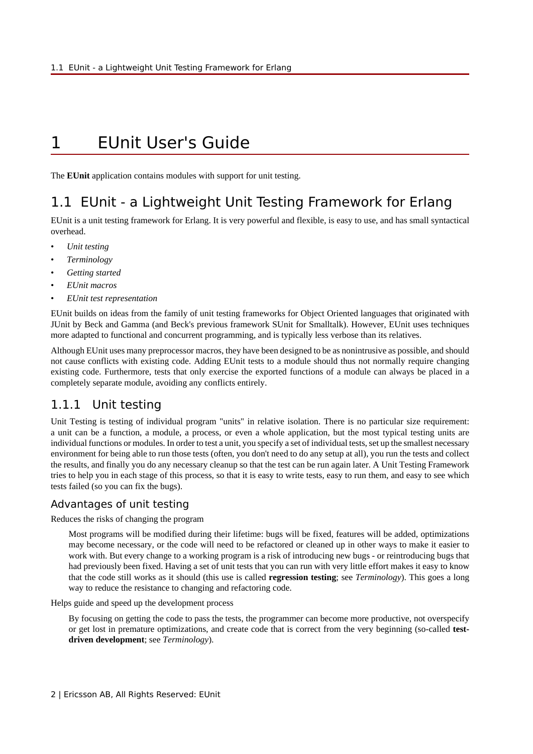# 1 EUnit User's Guide

The **EUnit** application contains modules with support for unit testing.

## 1.1 EUnit - a Lightweight Unit Testing Framework for Erlang

EUnit is a unit testing framework for Erlang. It is very powerful and flexible, is easy to use, and has small syntactical overhead.

- *Unit testing*
- *Terminology*
- *Getting started*
- *EUnit macros*
- *EUnit test representation*

EUnit builds on ideas from the family of unit testing frameworks for Object Oriented languages that originated with JUnit by Beck and Gamma (and Beck's previous framework SUnit for Smalltalk). However, EUnit uses techniques more adapted to functional and concurrent programming, and is typically less verbose than its relatives.

Although EUnit uses many preprocessor macros, they have been designed to be as nonintrusive as possible, and should not cause conflicts with existing code. Adding EUnit tests to a module should thus not normally require changing existing code. Furthermore, tests that only exercise the exported functions of a module can always be placed in a completely separate module, avoiding any conflicts entirely.

### 1.1.1 Unit testing

Unit Testing is testing of individual program "units" in relative isolation. There is no particular size requirement: a unit can be a function, a module, a process, or even a whole application, but the most typical testing units are individual functions or modules. In order to test a unit, you specify a set of individual tests, set up the smallest necessary environment for being able to run those tests (often, you don't need to do any setup at all), you run the tests and collect the results, and finally you do any necessary cleanup so that the test can be run again later. A Unit Testing Framework tries to help you in each stage of this process, so that it is easy to write tests, easy to run them, and easy to see which tests failed (so you can fix the bugs).

#### Advantages of unit testing

Reduces the risks of changing the program

> Most programs will be modified during their lifetime: bugs will be fixed, features will be added, optimizations may become necessary, or the code will need to be refactored or cleaned up in other ways to make it easier to work with. But every change to a working program is a risk of introducing new bugs - or reintroducing bugs that had previously been fixed. Having a set of unit tests that you can run with very little effort makes it easy to know that the code still works as it should (this use is called **regression testing**; see *Terminology*). This goes a long way to reduce the resistance to changing and refactoring code.

Helps guide and speed up the development process

> By focusing on getting the code to pass the tests, the programmer can become more productive, not overspecify or get lost in premature optimizations, and create code that is correct from the very beginning (so-called **test-driven development**; see *Terminology*).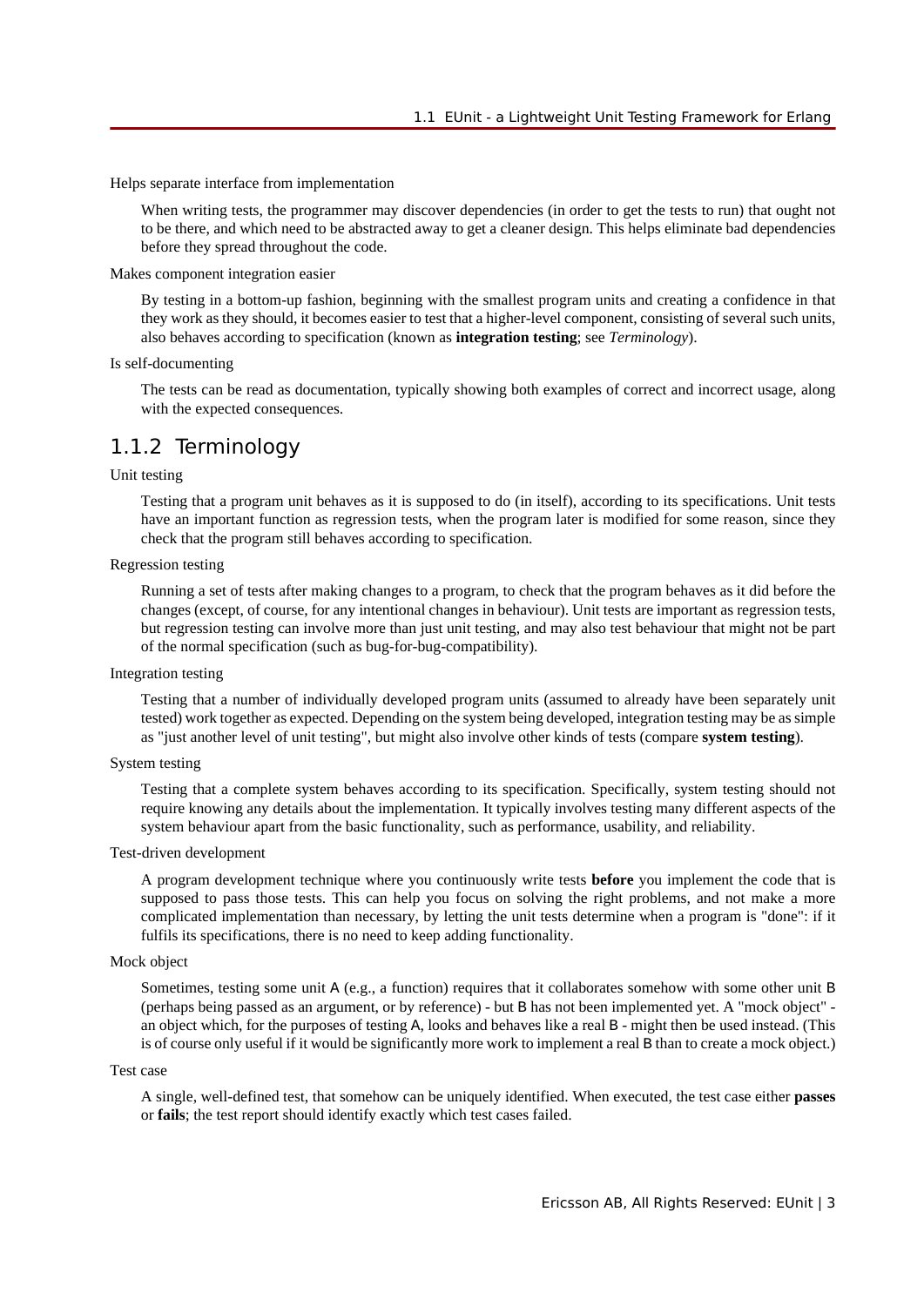Helps separate interface from implementation

When writing tests, the programmer may discover dependencies (in order to get the tests to run) that ought not to be there, and which need to be abstracted away to get a cleaner design. This helps eliminate bad dependencies before they spread throughout the code.

Makes component integration easier

By testing in a bottom-up fashion, beginning with the smallest program units and creating a confidence in that they work as they should, it becomes easier to test that a higher-level component, consisting of several such units, also behaves according to specification (known as **integration testing**; see *Terminology*).

Is self-documenting

The tests can be read as documentation, typically showing both examples of correct and incorrect usage, along with the expected consequences.

## 1.1.2 Terminology

Unit testing

Testing that a program unit behaves as it is supposed to do (in itself), according to its specifications. Unit tests have an important function as regression tests, when the program later is modified for some reason, since they check that the program still behaves according to specification.

Regression testing

Running a set of tests after making changes to a program, to check that the program behaves as it did before the changes (except, of course, for any intentional changes in behaviour). Unit tests are important as regression tests, but regression testing can involve more than just unit testing, and may also test behaviour that might not be part of the normal specification (such as bug-for-bug-compatibility).

Integration testing

Testing that a number of individually developed program units (assumed to already have been separately unit tested) work together as expected. Depending on the system being developed, integration testing may be as simple as "just another level of unit testing", but might also involve other kinds of tests (compare **system testing**).

System testing

Testing that a complete system behaves according to its specification. Specifically, system testing should not require knowing any details about the implementation. It typically involves testing many different aspects of the system behaviour apart from the basic functionality, such as performance, usability, and reliability.

Test-driven development

A program development technique where you continuously write tests **before** you implement the code that is supposed to pass those tests. This can help you focus on solving the right problems, and not make a more complicated implementation than necessary, by letting the unit tests determine when a program is "done": if it fulfils its specifications, there is no need to keep adding functionality.

Mock object

Sometimes, testing some unit `A` (e.g., a function) requires that it collaborates somehow with some other unit `B` (perhaps being passed as an argument, or by reference) - but `B` has not been implemented yet. A "mock object" - an object which, for the purposes of testing `A`, looks and behaves like a real `B` - might then be used instead. (This is of course only useful if it would be significantly more work to implement a real `B` than to create a mock object.)

Test case

A single, well-defined test, that somehow can be uniquely identified. When executed, the test case either **passes** or **fails**; the test report should identify exactly which test cases failed.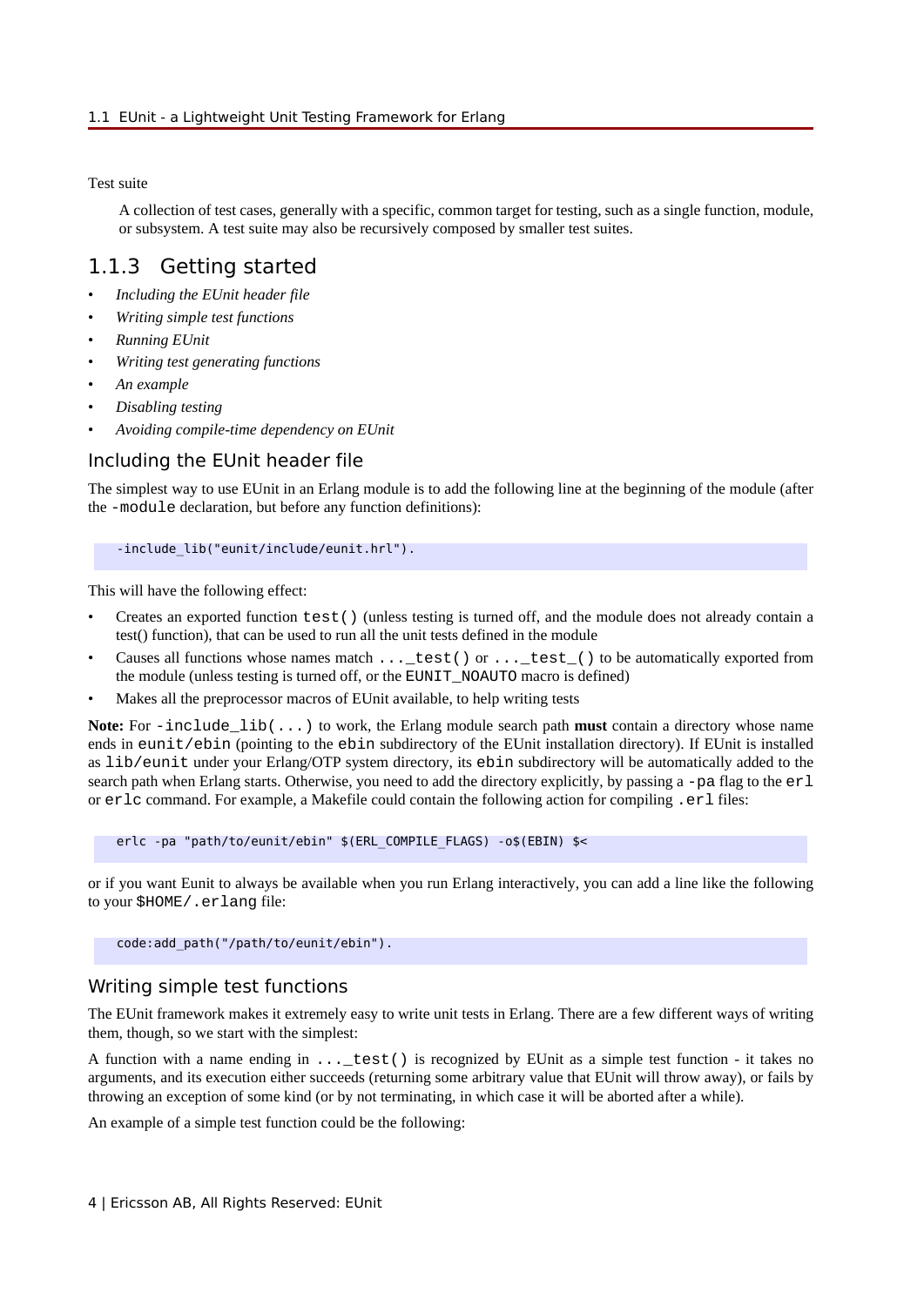Test suite

A collection of test cases, generally with a specific, common target for testing, such as a single function, module, or subsystem. A test suite may also be recursively composed by smaller test suites.

### 1.1.3 Getting started

- *Including the EUnit header file*
- *Writing simple test functions*
- *Running EUnit*
- *Writing test generating functions*
- *An example*
- *Disabling testing*
- *Avoiding compile-time dependency on EUnit*

#### Including the EUnit header file

The simplest way to use EUnit in an Erlang module is to add the following line at the beginning of the module (after the `-module` declaration, but before any function definitions):

```
-include_lib("eunit/include/eunit.hrl").
```

This will have the following effect:

- Creates an exported function `test()` (unless testing is turned off, and the module does not already contain a test() function), that can be used to run all the unit tests defined in the module
- Causes all functions whose names match `..._test()` or `..._test_()` to be automatically exported from the module (unless testing is turned off, or the `EUNIT_NOAUTO` macro is defined)
- Makes all the preprocessor macros of EUnit available, to help writing tests

**Note:** For `-include_lib(...)` to work, the Erlang module search path **must** contain a directory whose name ends in `eunit/ebin` (pointing to the `ebin` subdirectory of the EUnit installation directory). If EUnit is installed as `lib/eunit` under your Erlang/OTP system directory, its `ebin` subdirectory will be automatically added to the search path when Erlang starts. Otherwise, you need to add the directory explicitly, by passing a `-pa` flag to the `erl` or `erlc` command. For example, a Makefile could contain the following action for compiling `.erl` files:

```
erlc -pa "path/to/eunit/ebin" $(ERL_COMPILE_FLAGS) -o$(EBIN) $<
```

or if you want Eunit to always be available when you run Erlang interactively, you can add a line like the following to your `$HOME/.erlang` file:

```
code:add_path("/path/to/eunit/ebin").
```

#### Writing simple test functions

The EUnit framework makes it extremely easy to write unit tests in Erlang. There are a few different ways of writing them, though, so we start with the simplest:

A function with a name ending in `..._test()` is recognized by EUnit as a simple test function - it takes no arguments, and its execution either succeeds (returning some arbitrary value that EUnit will throw away), or fails by throwing an exception of some kind (or by not terminating, in which case it will be aborted after a while).

An example of a simple test function could be the following: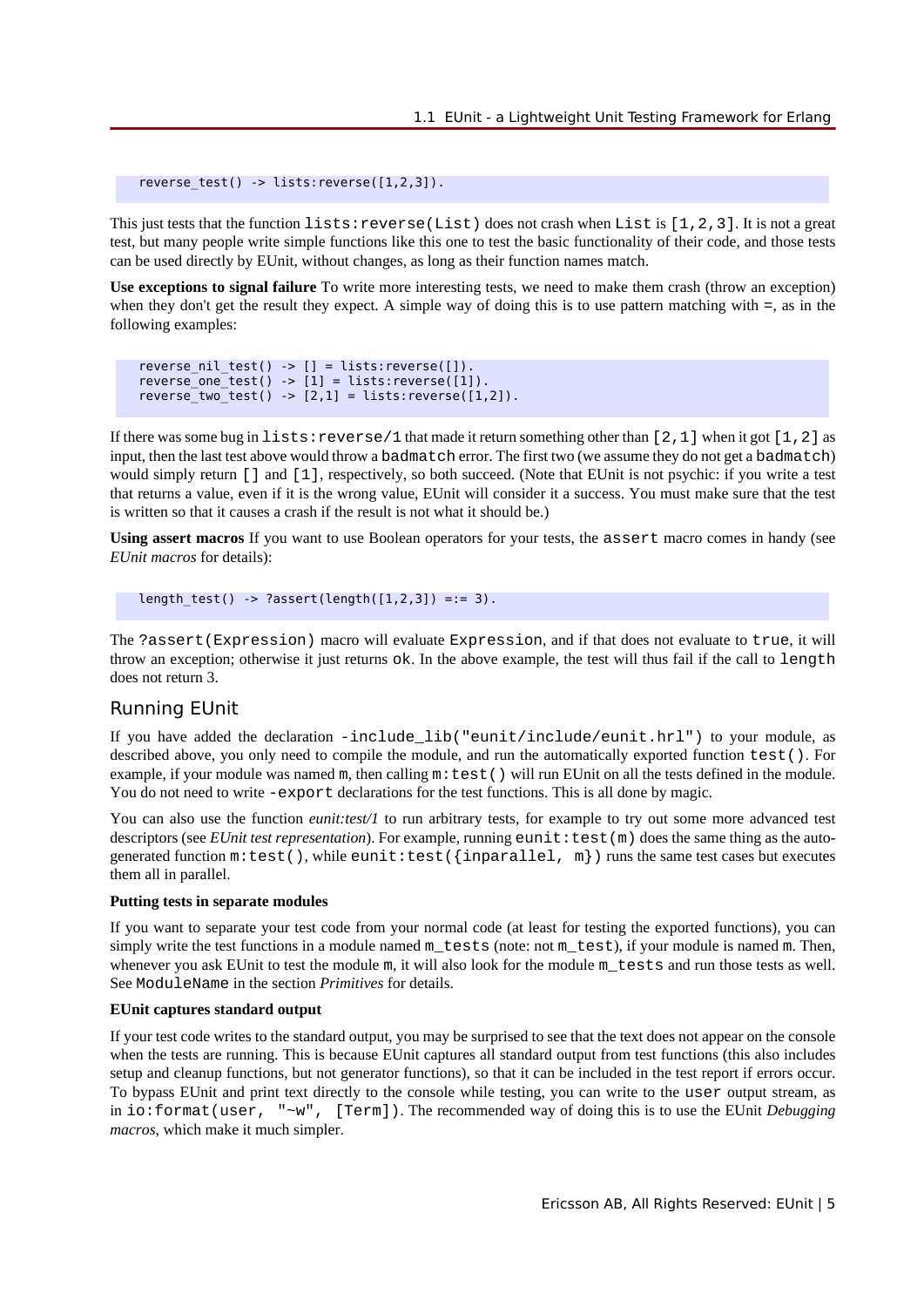```
reverse_test() -> lists:reverse([1,2,3]).
```

This just tests that the function `lists:reverse(List)` does not crash when `List` is `[1,2,3]`. It is not a great test, but many people write simple functions like this one to test the basic functionality of their code, and those tests can be used directly by EUnit, without changes, as long as their function names match.

**Use exceptions to signal failure** To write more interesting tests, we need to make them crash (throw an exception) when they don't get the result they expect. A simple way of doing this is to use pattern matching with `=`, as in the following examples:

```
reverse_nil_test() -> [] = lists:reverse([]).
reverse_one_test() -> [1] = lists:reverse([1]).
reverse_two_test() -> [2,1] = lists:reverse([1,2]).
```

If there was some bug in `lists:reverse/1` that made it return something other than `[2,1]` when it got `[1,2]` as input, then the last test above would throw a `badmatch` error. The first two (we assume they do not get a `badmatch`) would simply return `[]` and `[1]`, respectively, so both succeed. (Note that EUnit is not psychic: if you write a test that returns a value, even if it is the wrong value, EUnit will consider it a success. You must make sure that the test is written so that it causes a crash if the result is not what it should be.)

**Using assert macros** If you want to use Boolean operators for your tests, the `assert` macro comes in handy (see *EUnit macros* for details):

```
length_test() -> ?assert(length([1,2,3]) =:= 3).
```

The `?assert(Expression)` macro will evaluate `Expression`, and if that does not evaluate to `true`, it will throw an exception; otherwise it just returns `ok`. In the above example, the test will thus fail if the call to `length` does not return 3.

## Running EUnit

If you have added the declaration `-include_lib("eunit/include/eunit.hrl")` to your module, as described above, you only need to compile the module, and run the automatically exported function `test()`. For example, if your module was named `m`, then calling `m:test()` will run EUnit on all the tests defined in the module. You do not need to write `-export` declarations for the test functions. This is all done by magic.

You can also use the function *eunit:test/1* to run arbitrary tests, for example to try out some more advanced test descriptors (see *EUnit test representation*). For example, running `eunit:test(m)` does the same thing as the auto-generated function `m:test()`, while `eunit:test({inparallel, m})` runs the same test cases but executes them all in parallel.

#### Putting tests in separate modules

If you want to separate your test code from your normal code (at least for testing the exported functions), you can simply write the test functions in a module named `m_tests` (note: not `m_test`), if your module is named `m`. Then, whenever you ask EUnit to test the module `m`, it will also look for the module `m_tests` and run those tests as well. See `ModuleName` in the section *Primitives* for details.

#### EUnit captures standard output

If your test code writes to the standard output, you may be surprised to see that the text does not appear on the console when the tests are running. This is because EUnit captures all standard output from test functions (this also includes setup and cleanup functions, but not generator functions), so that it can be included in the test report if errors occur. To bypass EUnit and print text directly to the console while testing, you can write to the `user` output stream, as in `io:format(user, "~w", [Term])`. The recommended way of doing this is to use the EUnit *Debugging macros*, which make it much simpler.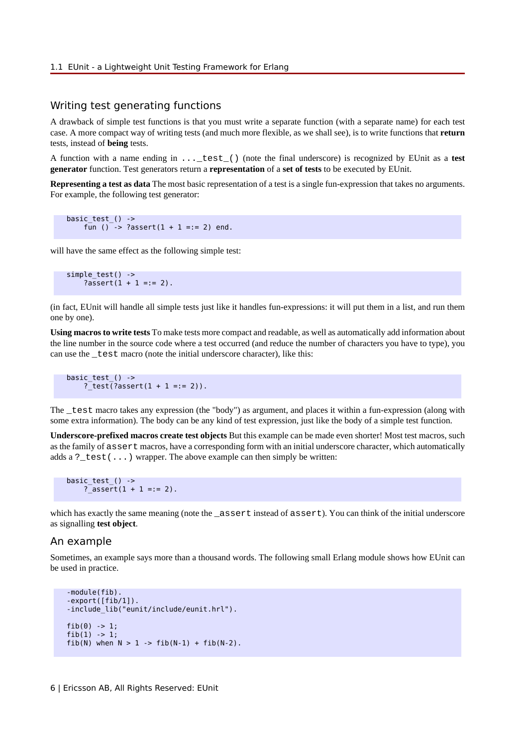## Writing test generating functions

A drawback of simple test functions is that you must write a separate function (with a separate name) for each test case. A more compact way of writing tests (and much more flexible, as we shall see), is to write functions that **return** tests, instead of **being** tests.

A function with a name ending in `..._test_()` (note the final underscore) is recognized by EUnit as a **test generator** function. Test generators return a **representation** of a **set of tests** to be executed by EUnit.

**Representing a test as data** The most basic representation of a test is a single fun-expression that takes no arguments. For example, the following test generator:

```
basic_test_() ->
    fun () -> ?assert(1 + 1 =:= 2) end.
```

will have the same effect as the following simple test:

```
simple_test() ->
    ?assert(1 + 1 =:= 2).
```

(in fact, EUnit will handle all simple tests just like it handles fun-expressions: it will put them in a list, and run them one by one).

**Using macros to write tests** To make tests more compact and readable, as well as automatically add information about the line number in the source code where a test occurred (and reduce the number of characters you have to type), you can use the `_test` macro (note the initial underscore character), like this:

```
basic_test_() ->
    ?_test(?assert(1 + 1 =:= 2)).
```

The `_test` macro takes any expression (the "body") as argument, and places it within a fun-expression (along with some extra information). The body can be any kind of test expression, just like the body of a simple test function.

**Underscore-prefixed macros create test objects** But this example can be made even shorter! Most test macros, such as the family of `assert` macros, have a corresponding form with an initial underscore character, which automatically adds a `?_test(...)` wrapper. The above example can then simply be written:

```
basic_test_() ->
    ?_assert(1 + 1 =:= 2).
```

which has exactly the same meaning (note the `_assert` instead of `assert`). You can think of the initial underscore as signalling **test object**.

## An example

Sometimes, an example says more than a thousand words. The following small Erlang module shows how EUnit can be used in practice.

```
-module(fib).
-export([fib/1]).
-include_lib("eunit/include/eunit.hrl").

fib(0) -> 1;
fib(1) -> 1;
fib(N) when N > 1 -> fib(N-1) + fib(N-2).
```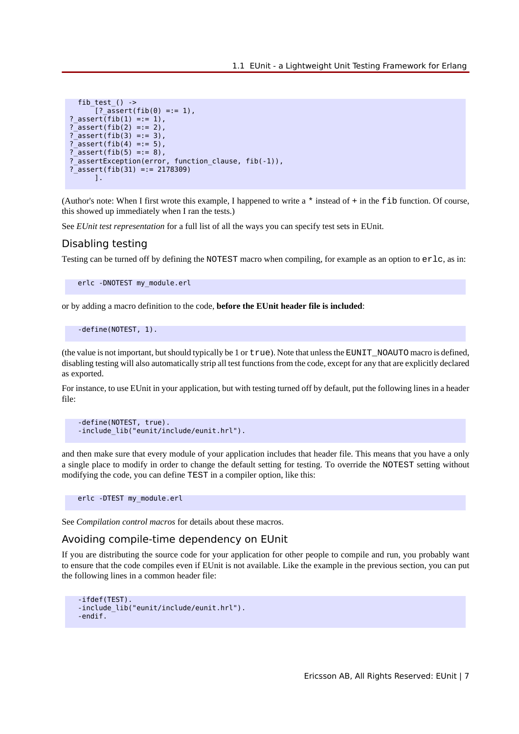```
  fib_test_() ->
      [?_assert(fib(0) =:= 1),
?_assert(fib(1) =:= 1),
?_assert(fib(2) =:= 2),
?_assert(fib(3) =:= 3),
?_assert(fib(4) =:= 5),
?_assert(fib(5) =:= 8),
?_assertException(error, function_clause, fib(-1)),
?_assert(fib(31) =:= 2178309)
      ].
```

(Author's note: When I first wrote this example, I happened to write a `*` instead of `+` in the `fib` function. Of course, this showed up immediately when I ran the tests.)

See *EUnit test representation* for a full list of all the ways you can specify test sets in EUnit.

## Disabling testing

Testing can be turned off by defining the `NOTEST` macro when compiling, for example as an option to `erlc`, as in:

```
erlc -DNOTEST my_module.erl
```

or by adding a macro definition to the code, **before the EUnit header file is included**:

```
-define(NOTEST, 1).
```

(the value is not important, but should typically be 1 or `true`). Note that unless the `EUNIT_NOAUTO` macro is defined, disabling testing will also automatically strip all test functions from the code, except for any that are explicitly declared as exported.

For instance, to use EUnit in your application, but with testing turned off by default, put the following lines in a header file:

```
-define(NOTEST, true).
-include_lib("eunit/include/eunit.hrl").
```

and then make sure that every module of your application includes that header file. This means that you have a only a single place to modify in order to change the default setting for testing. To override the `NOTEST` setting without modifying the code, you can define `TEST` in a compiler option, like this:

```
erlc -DTEST my_module.erl
```

See *Compilation control macros* for details about these macros.

## Avoiding compile-time dependency on EUnit

If you are distributing the source code for your application for other people to compile and run, you probably want to ensure that the code compiles even if EUnit is not available. Like the example in the previous section, you can put the following lines in a common header file:

```
-ifdef(TEST).
-include_lib("eunit/include/eunit.hrl").
-endif.
```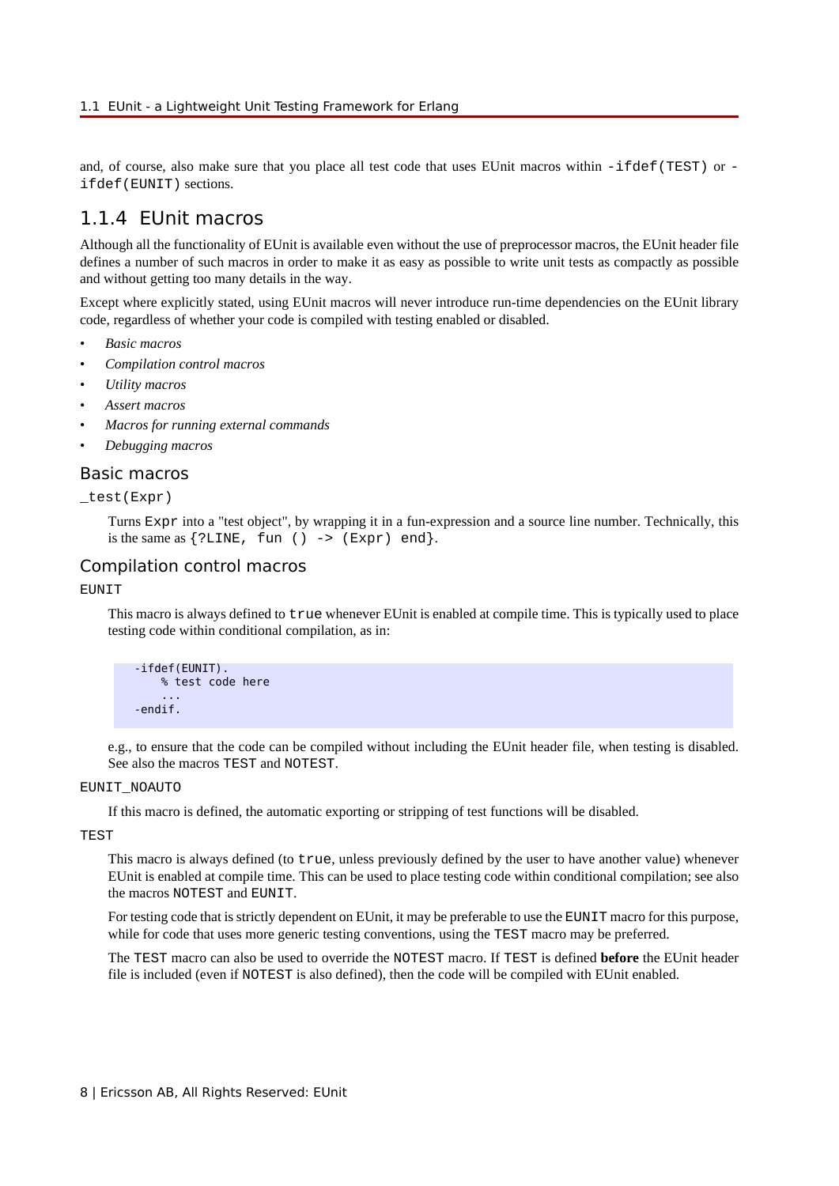and, of course, also make sure that you place all test code that uses EUnit macros within `-ifdef(TEST)` or `-ifdef(EUNIT)` sections.

## 1.1.4 EUnit macros

Although all the functionality of EUnit is available even without the use of preprocessor macros, the EUnit header file defines a number of such macros in order to make it as easy as possible to write unit tests as compactly as possible and without getting too many details in the way.

Except where explicitly stated, using EUnit macros will never introduce run-time dependencies on the EUnit library code, regardless of whether your code is compiled with testing enabled or disabled.

- *Basic macros*
- *Compilation control macros*
- *Utility macros*
- *Assert macros*
- *Macros for running external commands*
- *Debugging macros*

### Basic macros

`_test(Expr)`

Turns `Expr` into a "test object", by wrapping it in a fun-expression and a source line number. Technically, this is the same as `{?LINE, fun () -> (Expr) end}`.

### Compilation control macros

`EUNIT`

This macro is always defined to `true` whenever EUnit is enabled at compile time. This is typically used to place testing code within conditional compilation, as in:

```
-ifdef(EUNIT).
    % test code here
    ...
-endif.
```

e.g., to ensure that the code can be compiled without including the EUnit header file, when testing is disabled. See also the macros `TEST` and `NOTEST`.

`EUNIT_NOAUTO`

If this macro is defined, the automatic exporting or stripping of test functions will be disabled.

`TEST`

This macro is always defined (to `true`, unless previously defined by the user to have another value) whenever EUnit is enabled at compile time. This can be used to place testing code within conditional compilation; see also the macros `NOTEST` and `EUNIT`.

For testing code that is strictly dependent on EUnit, it may be preferable to use the `EUNIT` macro for this purpose, while for code that uses more generic testing conventions, using the `TEST` macro may be preferred.

The `TEST` macro can also be used to override the `NOTEST` macro. If `TEST` is defined **before** the EUnit header file is included (even if `NOTEST` is also defined), then the code will be compiled with EUnit enabled.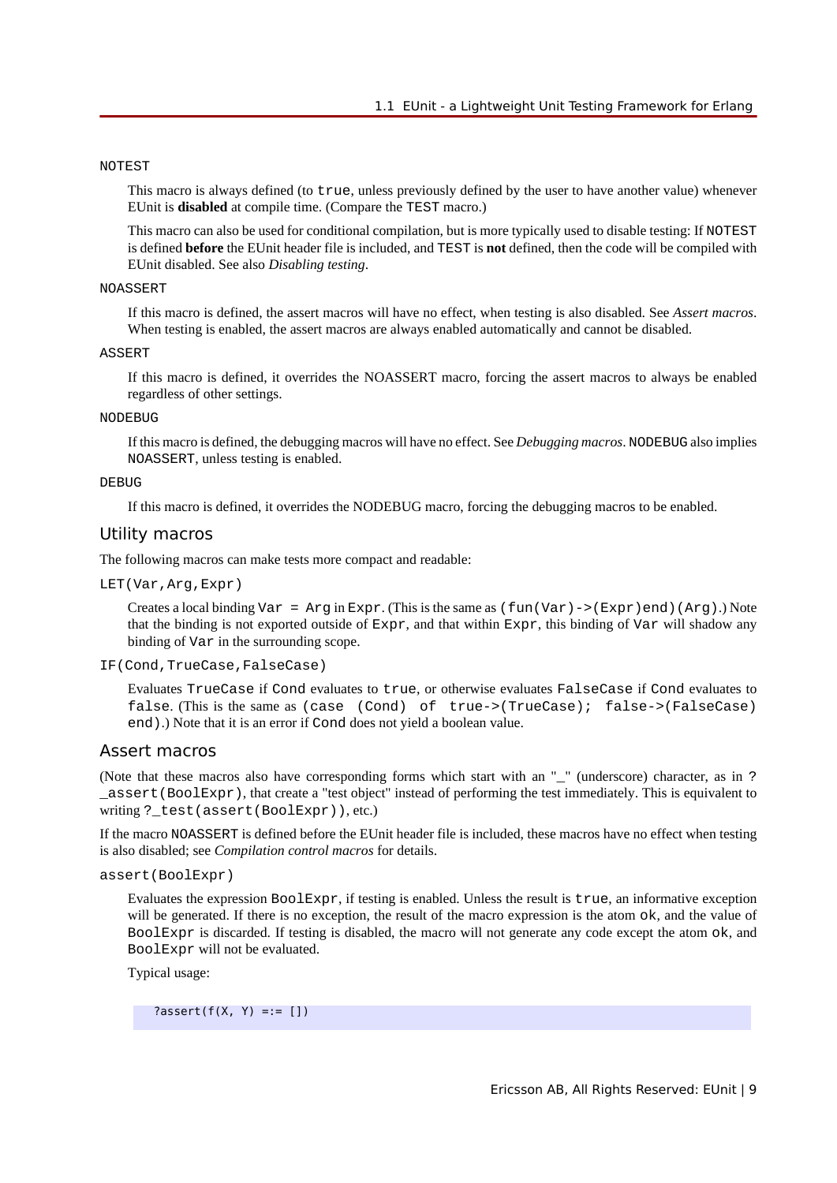NOTEST

This macro is always defined (to `true`, unless previously defined by the user to have another value) whenever EUnit is **disabled** at compile time. (Compare the `TEST` macro.)

This macro can also be used for conditional compilation, but is more typically used to disable testing: If `NOTEST` is defined **before** the EUnit header file is included, and `TEST` is **not** defined, then the code will be compiled with EUnit disabled. See also *Disabling testing*.

NOASSERT

If this macro is defined, the assert macros will have no effect, when testing is also disabled. See *Assert macros*. When testing is enabled, the assert macros are always enabled automatically and cannot be disabled.

ASSERT

If this macro is defined, it overrides the NOASSERT macro, forcing the assert macros to always be enabled regardless of other settings.

NODEBUG

If this macro is defined, the debugging macros will have no effect. See *Debugging macros*. `NODEBUG` also implies `NOASSERT`, unless testing is enabled.

DEBUG

If this macro is defined, it overrides the NODEBUG macro, forcing the debugging macros to be enabled.

## Utility macros

The following macros can make tests more compact and readable:

LET(Var,Arg,Expr)

Creates a local binding `Var = Arg` in `Expr`. (This is the same as `(fun(Var)->(Expr)end)(Arg)`.) Note that the binding is not exported outside of `Expr`, and that within `Expr`, this binding of `Var` will shadow any binding of `Var` in the surrounding scope.

IF(Cond,TrueCase,FalseCase)

Evaluates `TrueCase` if `Cond` evaluates to `true`, or otherwise evaluates `FalseCase` if `Cond` evaluates to `false`. (This is the same as `(case (Cond) of true->(TrueCase); false->(FalseCase) end)`.) Note that it is an error if `Cond` does not yield a boolean value.

## Assert macros

(Note that these macros also have corresponding forms which start with an "_" (underscore) character, as in `?_assert(BoolExpr)`, that create a "test object" instead of performing the test immediately. This is equivalent to writing `?_test(assert(BoolExpr))`, etc.)

If the macro `NOASSERT` is defined before the EUnit header file is included, these macros have no effect when testing is also disabled; see *Compilation control macros* for details.

assert(BoolExpr)

Evaluates the expression `BoolExpr`, if testing is enabled. Unless the result is `true`, an informative exception will be generated. If there is no exception, the result of the macro expression is the atom `ok`, and the value of `BoolExpr` is discarded. If testing is disabled, the macro will not generate any code except the atom `ok`, and `BoolExpr` will not be evaluated.

Typical usage:

```
?assert(f(X, Y) =:= [])
```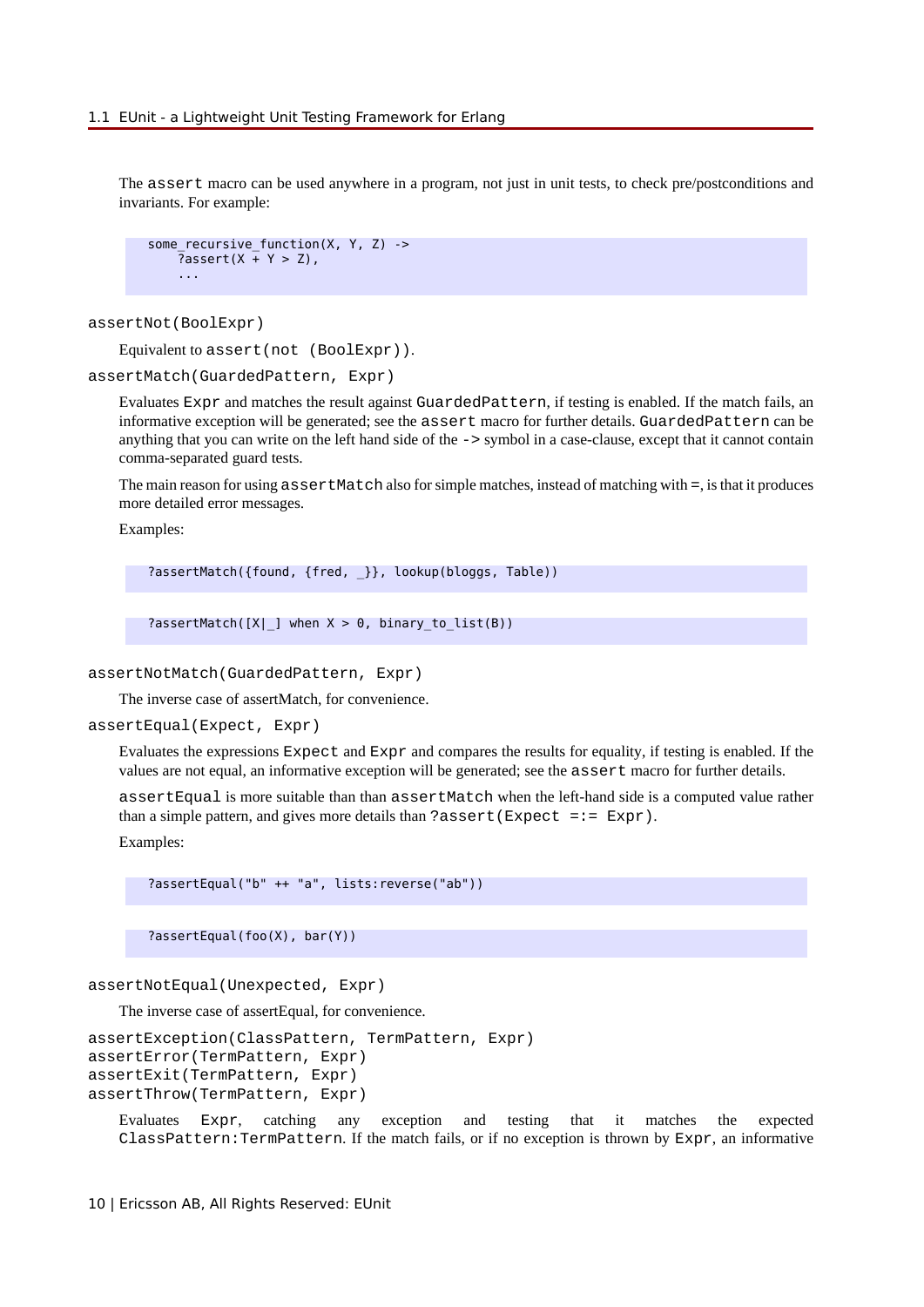The `assert` macro can be used anywhere in a program, not just in unit tests, to check pre/postconditions and invariants. For example:

```
some_recursive_function(X, Y, Z) ->
    ?assert(X + Y > Z),
    ...
```

`assertNot(BoolExpr)`

Equivalent to `assert(not (BoolExpr))`.

`assertMatch(GuardedPattern, Expr)`

Evaluates `Expr` and matches the result against `GuardedPattern`, if testing is enabled. If the match fails, an informative exception will be generated; see the `assert` macro for further details. `GuardedPattern` can be anything that you can write on the left hand side of the `->` symbol in a case-clause, except that it cannot contain comma-separated guard tests.

The main reason for using `assertMatch` also for simple matches, instead of matching with `=`, is that it produces more detailed error messages.

Examples:

```
?assertMatch({found, {fred, _}}, lookup(bloggs, Table))
```

```
?assertMatch([X|_] when X > 0, binary_to_list(B))
```

`assertNotMatch(GuardedPattern, Expr)`

The inverse case of assertMatch, for convenience.

`assertEqual(Expect, Expr)`

Evaluates the expressions `Expect` and `Expr` and compares the results for equality, if testing is enabled. If the values are not equal, an informative exception will be generated; see the `assert` macro for further details.

`assertEqual` is more suitable than than `assertMatch` when the left-hand side is a computed value rather than a simple pattern, and gives more details than `?assert(Expect =:= Expr)`.

Examples:

```
?assertEqual("b" ++ "a", lists:reverse("ab"))
```

```
?assertEqual(foo(X), bar(Y))
```

`assertNotEqual(Unexpected, Expr)`

The inverse case of assertEqual, for convenience.

`assertException(ClassPattern, TermPattern, Expr)`
`assertError(TermPattern, Expr)`
`assertExit(TermPattern, Expr)`
`assertThrow(TermPattern, Expr)`

Evaluates `Expr`, catching any exception and testing that it matches the expected `ClassPattern:TermPattern`. If the match fails, or if no exception is thrown by `Expr`, an informative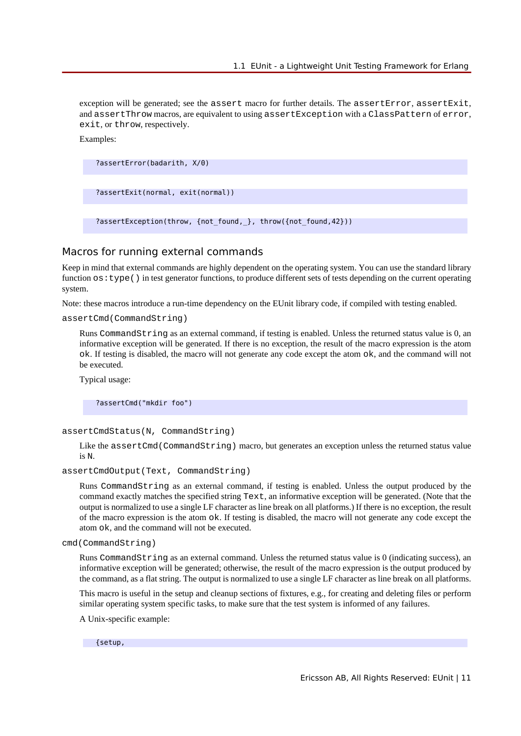exception will be generated; see the `assert` macro for further details. The `assertError`, `assertExit`, and `assertThrow` macros, are equivalent to using `assertException` with a `ClassPattern` of `error`, `exit`, or `throw`, respectively.

Examples:

```
?assertError(badarith, X/0)
```

```
?assertExit(normal, exit(normal))
```

```
?assertException(throw, {not_found,_}, throw({not_found,42}))
```

## Macros for running external commands

Keep in mind that external commands are highly dependent on the operating system. You can use the standard library function `os:type()` in test generator functions, to produce different sets of tests depending on the current operating system.

Note: these macros introduce a run-time dependency on the EUnit library code, if compiled with testing enabled.

`assertCmd(CommandString)`

Runs `CommandString` as an external command, if testing is enabled. Unless the returned status value is 0, an informative exception will be generated. If there is no exception, the result of the macro expression is the atom `ok`. If testing is disabled, the macro will not generate any code except the atom `ok`, and the command will not be executed.

Typical usage:

```
?assertCmd("mkdir foo")
```

`assertCmdStatus(N, CommandString)`

Like the `assertCmd(CommandString)` macro, but generates an exception unless the returned status value is `N`.

`assertCmdOutput(Text, CommandString)`

Runs `CommandString` as an external command, if testing is enabled. Unless the output produced by the command exactly matches the specified string `Text`, an informative exception will be generated. (Note that the output is normalized to use a single LF character as line break on all platforms.) If there is no exception, the result of the macro expression is the atom `ok`. If testing is disabled, the macro will not generate any code except the atom `ok`, and the command will not be executed.

`cmd(CommandString)`

Runs `CommandString` as an external command. Unless the returned status value is 0 (indicating success), an informative exception will be generated; otherwise, the result of the macro expression is the output produced by the command, as a flat string. The output is normalized to use a single LF character as line break on all platforms.

This macro is useful in the setup and cleanup sections of fixtures, e.g., for creating and deleting files or perform similar operating system specific tasks, to make sure that the test system is informed of any failures.

A Unix-specific example:

```
{setup,
```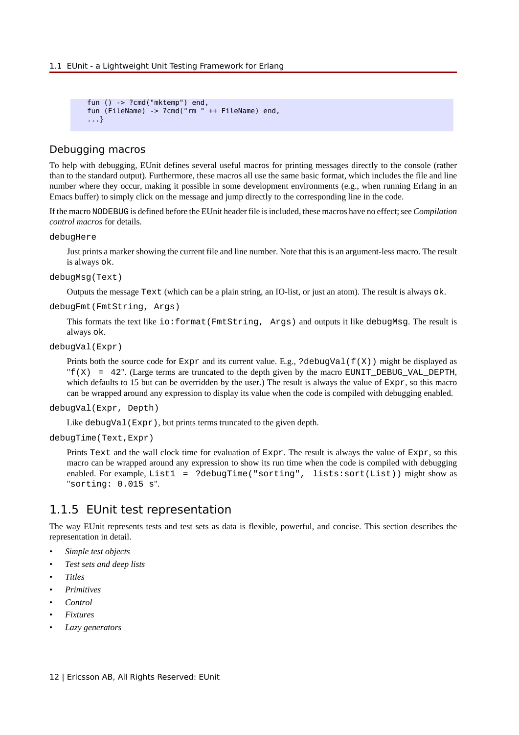```
fun () -> ?cmd("mktemp") end,
fun (FileName) -> ?cmd("rm " ++ FileName) end,
...}
```

### Debugging macros

To help with debugging, EUnit defines several useful macros for printing messages directly to the console (rather than to the standard output). Furthermore, these macros all use the same basic format, which includes the file and line number where they occur, making it possible in some development environments (e.g., when running Erlang in an Emacs buffer) to simply click on the message and jump directly to the corresponding line in the code.

If the macro `NODEBUG` is defined before the EUnit header file is included, these macros have no effect; see *Compilation control macros* for details.

`debugHere`

Just prints a marker showing the current file and line number. Note that this is an argument-less macro. The result is always `ok`.

`debugMsg(Text)`

Outputs the message `Text` (which can be a plain string, an IO-list, or just an atom). The result is always `ok`.

`debugFmt(FmtString, Args)`

This formats the text like `io:format(FmtString, Args)` and outputs it like `debugMsg`. The result is always `ok`.

`debugVal(Expr)`

Prints both the source code for `Expr` and its current value. E.g., `?debugVal(f(X))` might be displayed as "`f(X) = 42`". (Large terms are truncated to the depth given by the macro `EUNIT_DEBUG_VAL_DEPTH`, which defaults to 15 but can be overridden by the user.) The result is always the value of `Expr`, so this macro can be wrapped around any expression to display its value when the code is compiled with debugging enabled.

`debugVal(Expr, Depth)`

Like `debugVal(Expr)`, but prints terms truncated to the given depth.

`debugTime(Text,Expr)`

Prints `Text` and the wall clock time for evaluation of `Expr`. The result is always the value of `Expr`, so this macro can be wrapped around any expression to show its run time when the code is compiled with debugging enabled. For example, `List1 = ?debugTime("sorting", lists:sort(List))` might show as "`sorting: 0.015 s`".

## 1.1.5 EUnit test representation

The way EUnit represents tests and test sets as data is flexible, powerful, and concise. This section describes the representation in detail.

- *Simple test objects*
- *Test sets and deep lists*
- *Titles*
- *Primitives*
- *Control*
- *Fixtures*
- *Lazy generators*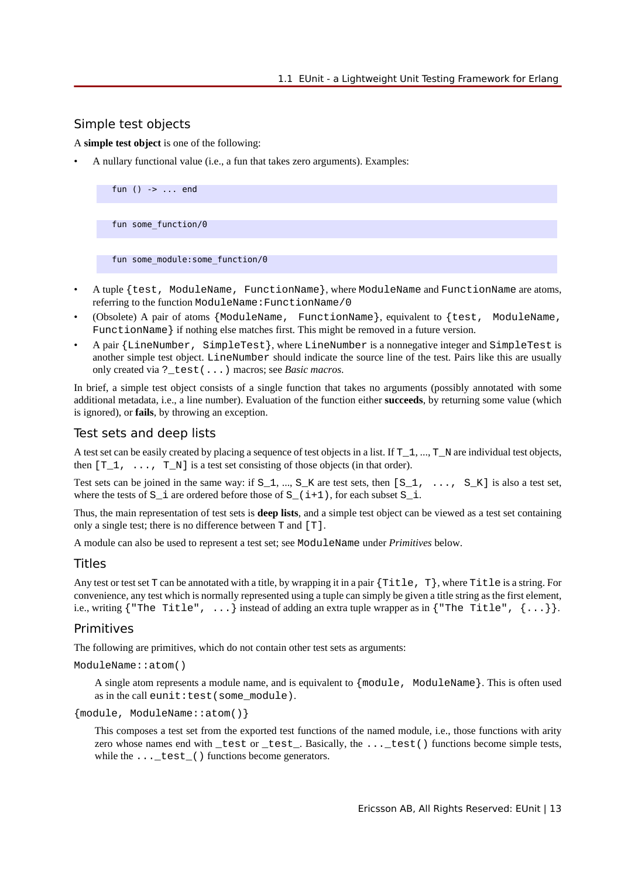### Simple test objects

A **simple test object** is one of the following:

- A nullary functional value (i.e., a fun that takes zero arguments). Examples:

```
fun () -> ... end
```

```
fun some_function/0
```

```
fun some_module:some_function/0
```

- A tuple `{test, ModuleName, FunctionName}`, where `ModuleName` and `FunctionName` are atoms, referring to the function `ModuleName:FunctionName/0`
- (Obsolete) A pair of atoms `{ModuleName, FunctionName}`, equivalent to `{test, ModuleName, FunctionName}` if nothing else matches first. This might be removed in a future version.
- A pair `{LineNumber, SimpleTest}`, where `LineNumber` is a nonnegative integer and `SimpleTest` is another simple test object. `LineNumber` should indicate the source line of the test. Pairs like this are usually only created via `?_test(...)` macros; see *Basic macros*.

In brief, a simple test object consists of a single function that takes no arguments (possibly annotated with some additional metadata, i.e., a line number). Evaluation of the function either **succeeds**, by returning some value (which is ignored), or **fails**, by throwing an exception.

### Test sets and deep lists

A test set can be easily created by placing a sequence of test objects in a list. If `T_1`, ..., `T_N` are individual test objects, then `[T_1, ..., T_N]` is a test set consisting of those objects (in that order).

Test sets can be joined in the same way: if `S_1`, ..., `S_K` are test sets, then `[S_1, ..., S_K]` is also a test set, where the tests of `S_i` are ordered before those of `S_(i+1)`, for each subset `S_i`.

Thus, the main representation of test sets is **deep lists**, and a simple test object can be viewed as a test set containing only a single test; there is no difference between `T` and `[T]`.

A module can also be used to represent a test set; see `ModuleName` under *Primitives* below.

### Titles

Any test or test set `T` can be annotated with a title, by wrapping it in a pair `{Title, T}`, where `Title` is a string. For convenience, any test which is normally represented using a tuple can simply be given a title string as the first element, i.e., writing `{"The Title", ...}` instead of adding an extra tuple wrapper as in `{"The Title", {...}}`.

### Primitives

The following are primitives, which do not contain other test sets as arguments:

`ModuleName::atom()`

A single atom represents a module name, and is equivalent to `{module, ModuleName}`. This is often used as in the call `eunit:test(some_module)`.

`{module, ModuleName::atom()}`

This composes a test set from the exported test functions of the named module, i.e., those functions with arity zero whose names end with `_test` or `_test_`. Basically, the `..._test()` functions become simple tests, while the `..._test_()` functions become generators.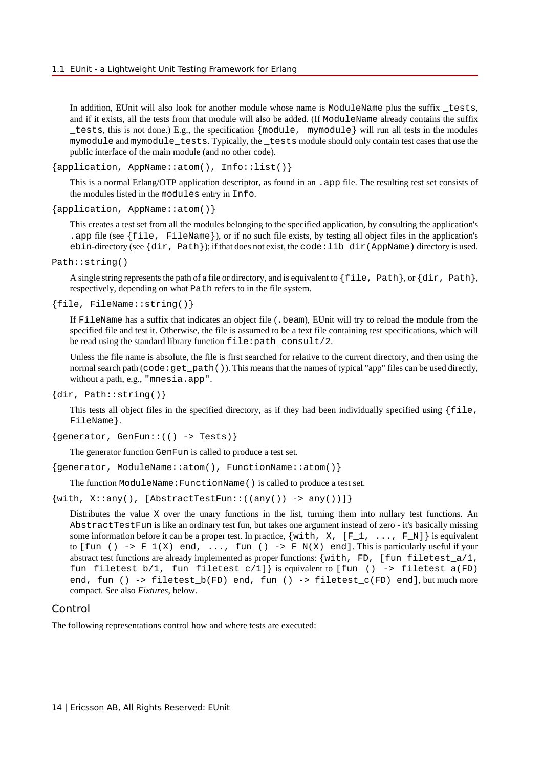In addition, EUnit will also look for another module whose name is `ModuleName` plus the suffix `_tests`, and if it exists, all the tests from that module will also be added. (If `ModuleName` already contains the suffix `_tests`, this is not done.) E.g., the specification `{module, mymodule}` will run all tests in the modules `mymodule` and `mymodule_tests`. Typically, the `_tests` module should only contain test cases that use the public interface of the main module (and no other code).

`{application, AppName::atom(), Info::list()}`

This is a normal Erlang/OTP application descriptor, as found in an `.app` file. The resulting test set consists of the modules listed in the `modules` entry in `Info`.

`{application, AppName::atom()}`

This creates a test set from all the modules belonging to the specified application, by consulting the application's `.app` file (see `{file, FileName}`), or if no such file exists, by testing all object files in the application's `ebin`-directory (see `{dir, Path}`); if that does not exist, the `code:lib_dir(AppName)` directory is used.

`Path::string()`

A single string represents the path of a file or directory, and is equivalent to `{file, Path}`, or `{dir, Path}`, respectively, depending on what `Path` refers to in the file system.

`{file, FileName::string()}`

If `FileName` has a suffix that indicates an object file (`.beam`), EUnit will try to reload the module from the specified file and test it. Otherwise, the file is assumed to be a text file containing test specifications, which will be read using the standard library function `file:path_consult/2`.

Unless the file name is absolute, the file is first searched for relative to the current directory, and then using the normal search path (`code:get_path()`). This means that the names of typical "app" files can be used directly, without a path, e.g., `"mnesia.app"`.

`{dir, Path::string()}`

This tests all object files in the specified directory, as if they had been individually specified using `{file, FileName}`.

`{generator, GenFun::(() -> Tests)}`

The generator function `GenFun` is called to produce a test set.

`{generator, ModuleName::atom(), FunctionName::atom()}`

The function `ModuleName:FunctionName()` is called to produce a test set.

`{with, X::any(), [AbstractTestFun::((any()) -> any())]}`

Distributes the value `X` over the unary functions in the list, turning them into nullary test functions. An `AbstractTestFun` is like an ordinary test fun, but takes one argument instead of zero - it's basically missing some information before it can be a proper test. In practice, `{with, X, [F_1, ..., F_N]}` is equivalent to `[fun () -> F_1(X) end, ..., fun () -> F_N(X) end]`. This is particularly useful if your abstract test functions are already implemented as proper functions: `{with, FD, [fun filetest_a/1, fun filetest_b/1, fun filetest_c/1]}` is equivalent to `[fun () -> filetest_a(FD) end, fun () -> filetest_b(FD) end, fun () -> filetest_c(FD) end]`, but much more compact. See also *Fixtures*, below.

## Control

The following representations control how and where tests are executed: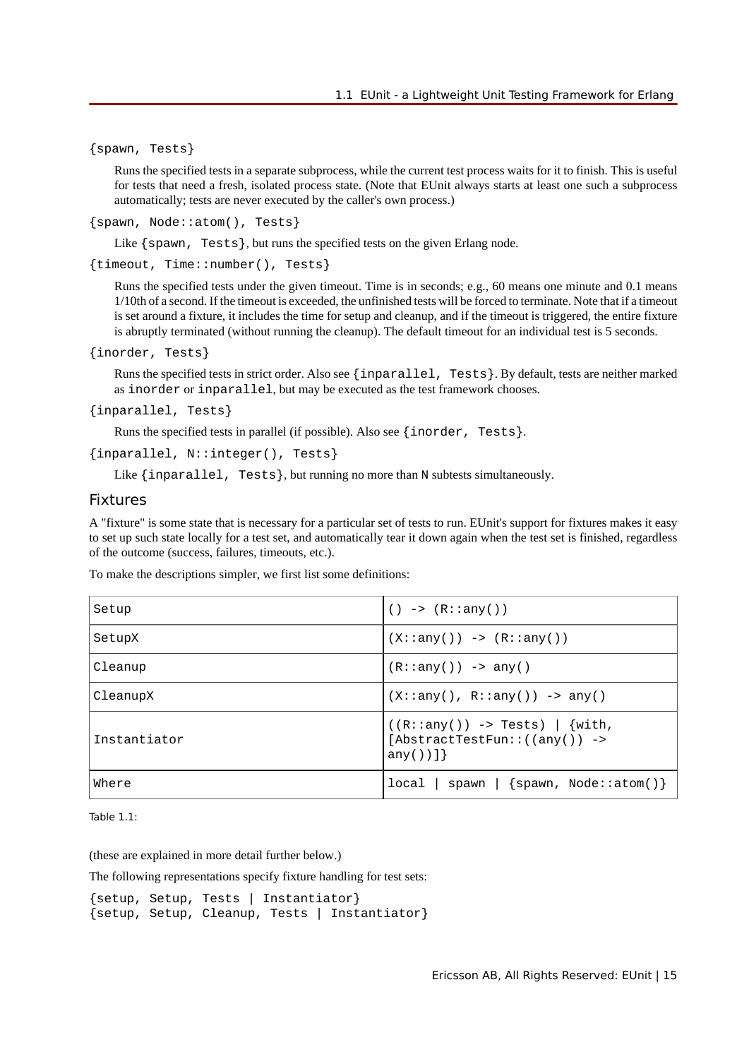`{spawn, Tests}`

Runs the specified tests in a separate subprocess, while the current test process waits for it to finish. This is useful for tests that need a fresh, isolated process state. (Note that EUnit always starts at least one such a subprocess automatically; tests are never executed by the caller's own process.)

`{spawn, Node::atom(), Tests}`

Like `{spawn, Tests}`, but runs the specified tests on the given Erlang node.

`{timeout, Time::number(), Tests}`

Runs the specified tests under the given timeout. Time is in seconds; e.g., 60 means one minute and 0.1 means 1/10th of a second. If the timeout is exceeded, the unfinished tests will be forced to terminate. Note that if a timeout is set around a fixture, it includes the time for setup and cleanup, and if the timeout is triggered, the entire fixture is abruptly terminated (without running the cleanup). The default timeout for an individual test is 5 seconds.

`{inorder, Tests}`

Runs the specified tests in strict order. Also see `{inparallel, Tests}`. By default, tests are neither marked as `inorder` or `inparallel`, but may be executed as the test framework chooses.

`{inparallel, Tests}`

Runs the specified tests in parallel (if possible). Also see `{inorder, Tests}`.

`{inparallel, N::integer(), Tests}`

Like `{inparallel, Tests}`, but running no more than `N` subtests simultaneously.

## Fixtures

A "fixture" is some state that is necessary for a particular set of tests to run. EUnit's support for fixtures makes it easy to set up such state locally for a test set, and automatically tear it down again when the test set is finished, regardless of the outcome (success, failures, timeouts, etc.).

To make the descriptions simpler, we first list some definitions:

| | |
|---|---|
| Setup | `() -> (R::any())` |
| SetupX | `(X::any()) -> (R::any())` |
| Cleanup | `(R::any()) -> any()` |
| CleanupX | `(X::any(), R::any()) -> any()` |
| Instantiator | `((R::any()) -> Tests) \| {with, [AbstractTestFun::((any()) -> any())]}` |
| Where | `local \| spawn \| {spawn, Node::atom()}` |

Table 1.1:

(these are explained in more detail further below.)

The following representations specify fixture handling for test sets:

```
{setup, Setup, Tests | Instantiator}
{setup, Setup, Cleanup, Tests | Instantiator}
```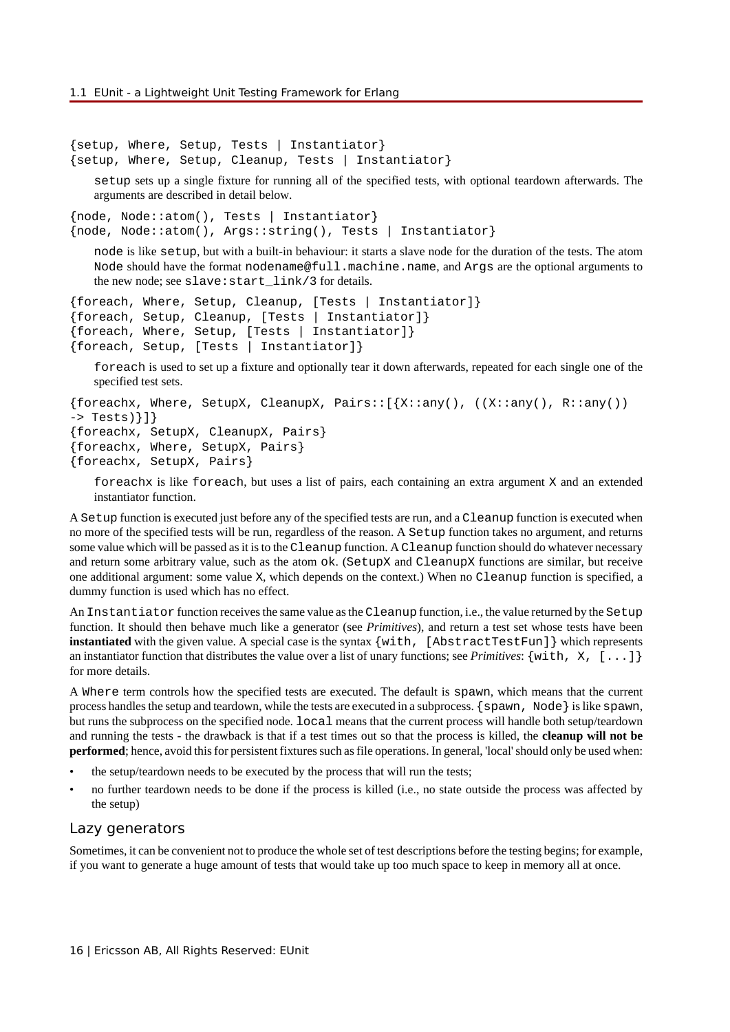```
{setup, Where, Setup, Tests | Instantiator}
{setup, Where, Setup, Cleanup, Tests | Instantiator}
```

`setup` sets up a single fixture for running all of the specified tests, with optional teardown afterwards. The arguments are described in detail below.

```
{node, Node::atom(), Tests | Instantiator}
{node, Node::atom(), Args::string(), Tests | Instantiator}
```

`node` is like `setup`, but with a built-in behaviour: it starts a slave node for the duration of the tests. The atom `Node` should have the format `nodename@full.machine.name`, and `Args` are the optional arguments to the new node; see `slave:start_link/3` for details.

```
{foreach, Where, Setup, Cleanup, [Tests | Instantiator]}
{foreach, Setup, Cleanup, [Tests | Instantiator]}
{foreach, Where, Setup, [Tests | Instantiator]}
{foreach, Setup, [Tests | Instantiator]}
```

`foreach` is used to set up a fixture and optionally tear it down afterwards, repeated for each single one of the specified test sets.

```
{foreachx, Where, SetupX, CleanupX, Pairs::[{X::any(), ((X::any(), R::any())
-> Tests)}]}
{foreachx, SetupX, CleanupX, Pairs}
{foreachx, Where, SetupX, Pairs}
{foreachx, SetupX, Pairs}
```

`foreachx` is like `foreach`, but uses a list of pairs, each containing an extra argument `X` and an extended instantiator function.

A `Setup` function is executed just before any of the specified tests are run, and a `Cleanup` function is executed when no more of the specified tests will be run, regardless of the reason. A `Setup` function takes no argument, and returns some value which will be passed as it is to the `Cleanup` function. A `Cleanup` function should do whatever necessary and return some arbitrary value, such as the atom `ok`. (`SetupX` and `CleanupX` functions are similar, but receive one additional argument: some value `X`, which depends on the context.) When no `Cleanup` function is specified, a dummy function is used which has no effect.

An `Instantiator` function receives the same value as the `Cleanup` function, i.e., the value returned by the `Setup` function. It should then behave much like a generator (see *Primitives*), and return a test set whose tests have been **instantiated** with the given value. A special case is the syntax `{with, [AbstractTestFun]}` which represents an instantiator function that distributes the value over a list of unary functions; see *Primitives*: `{with, X, [...]}` for more details.

A `Where` term controls how the specified tests are executed. The default is `spawn`, which means that the current process handles the setup and teardown, while the tests are executed in a subprocess. `{spawn, Node}` is like `spawn`, but runs the subprocess on the specified node. `local` means that the current process will handle both setup/teardown and running the tests - the drawback is that if a test times out so that the process is killed, the **cleanup will not be performed**; hence, avoid this for persistent fixtures such as file operations. In general, 'local' should only be used when:

- the setup/teardown needs to be executed by the process that will run the tests;
- no further teardown needs to be done if the process is killed (i.e., no state outside the process was affected by the setup)

## Lazy generators

Sometimes, it can be convenient not to produce the whole set of test descriptions before the testing begins; for example, if you want to generate a huge amount of tests that would take up too much space to keep in memory all at once.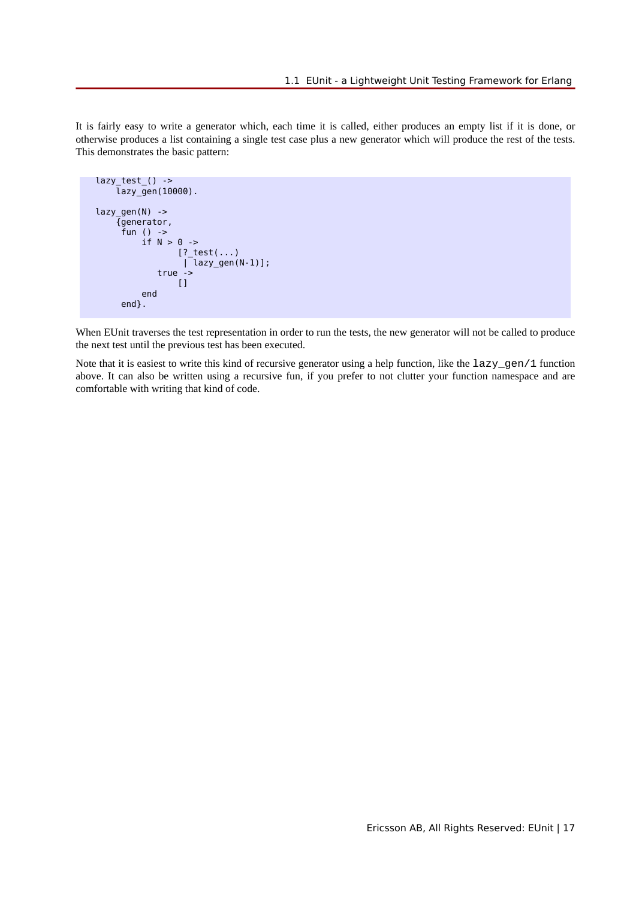It is fairly easy to write a generator which, each time it is called, either produces an empty list if it is done, or otherwise produces a list containing a single test case plus a new generator which will produce the rest of the tests. This demonstrates the basic pattern:

```
lazy_test_() ->
    lazy_gen(10000).

lazy_gen(N) ->
    {generator,
     fun () ->
         if N > 0 ->
                [?_test(...)
                 | lazy_gen(N-1)];
            true ->
                []
         end
     end}.
```

When EUnit traverses the test representation in order to run the tests, the new generator will not be called to produce the next test until the previous test has been executed.

Note that it is easiest to write this kind of recursive generator using a help function, like the `lazy_gen/1` function above. It can also be written using a recursive fun, if you prefer to not clutter your function namespace and are comfortable with writing that kind of code.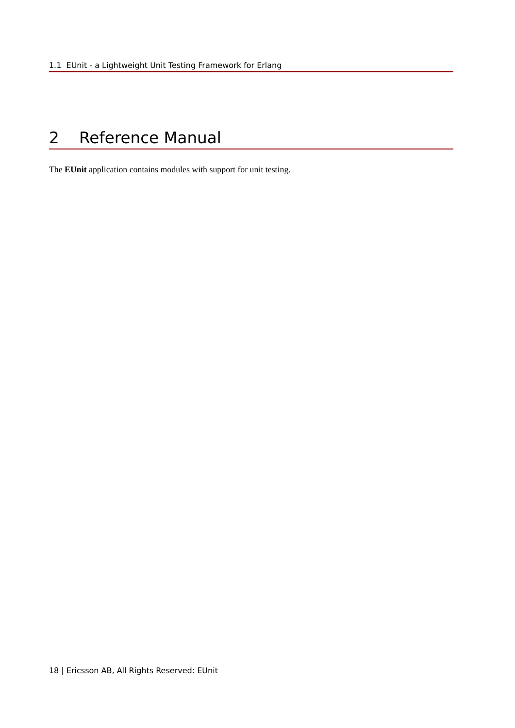# 2 Reference Manual

The **EUnit** application contains modules with support for unit testing.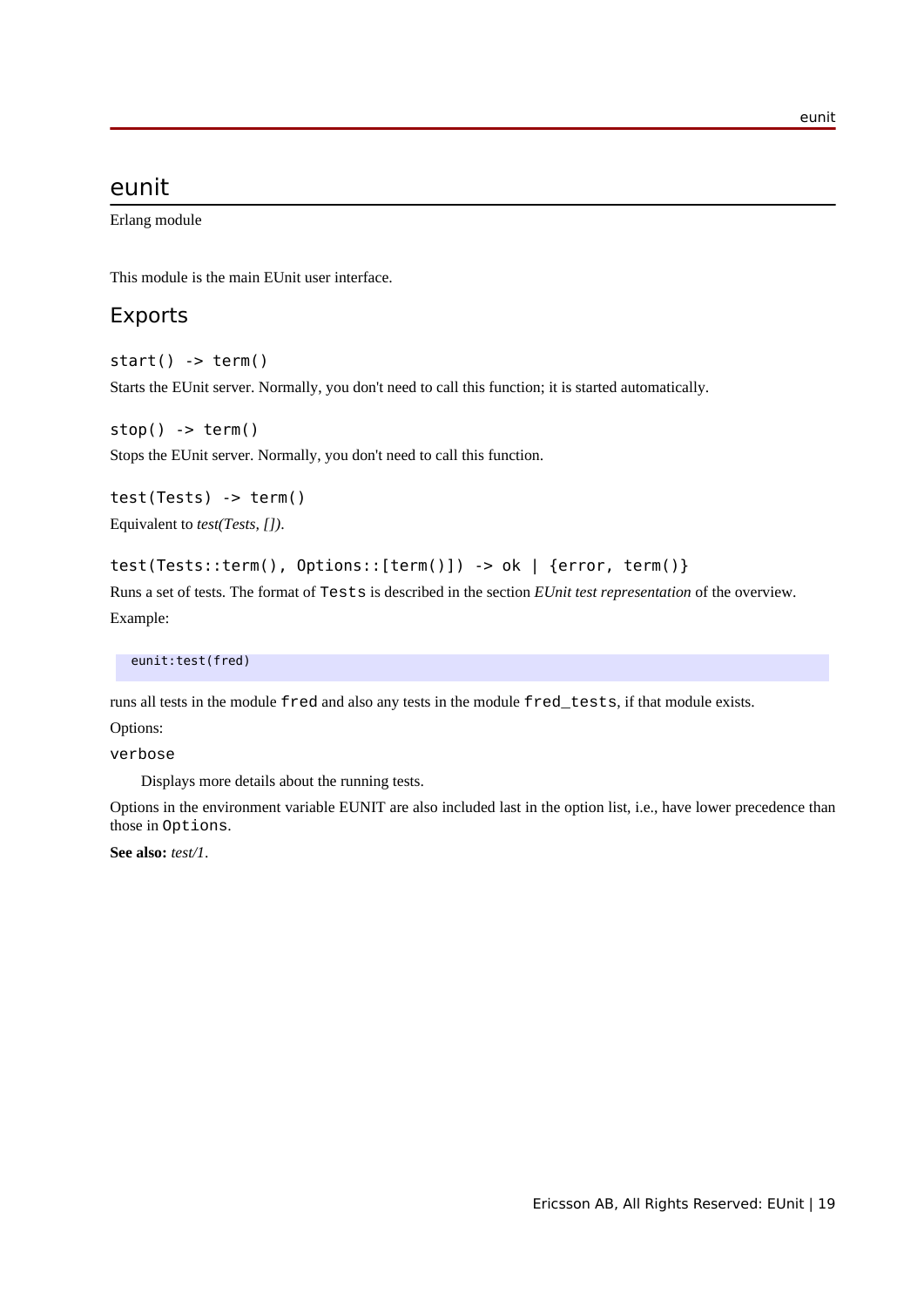# eunit

Erlang module

This module is the main EUnit user interface.

## Exports

`start() -> term()`

Starts the EUnit server. Normally, you don't need to call this function; it is started automatically.

`stop() -> term()`

Stops the EUnit server. Normally, you don't need to call this function.

`test(Tests) -> term()`

Equivalent to *test(Tests, [])*.

`test(Tests::term(), Options::[term()]) -> ok | {error, term()}`

Runs a set of tests. The format of `Tests` is described in the section *EUnit test representation* of the overview.

Example:

```
eunit:test(fred)
```

runs all tests in the module `fred` and also any tests in the module `fred_tests`, if that module exists.

Options:

`verbose`

Displays more details about the running tests.

Options in the environment variable EUNIT are also included last in the option list, i.e., have lower precedence than those in `Options`.

**See also:** *test/1*.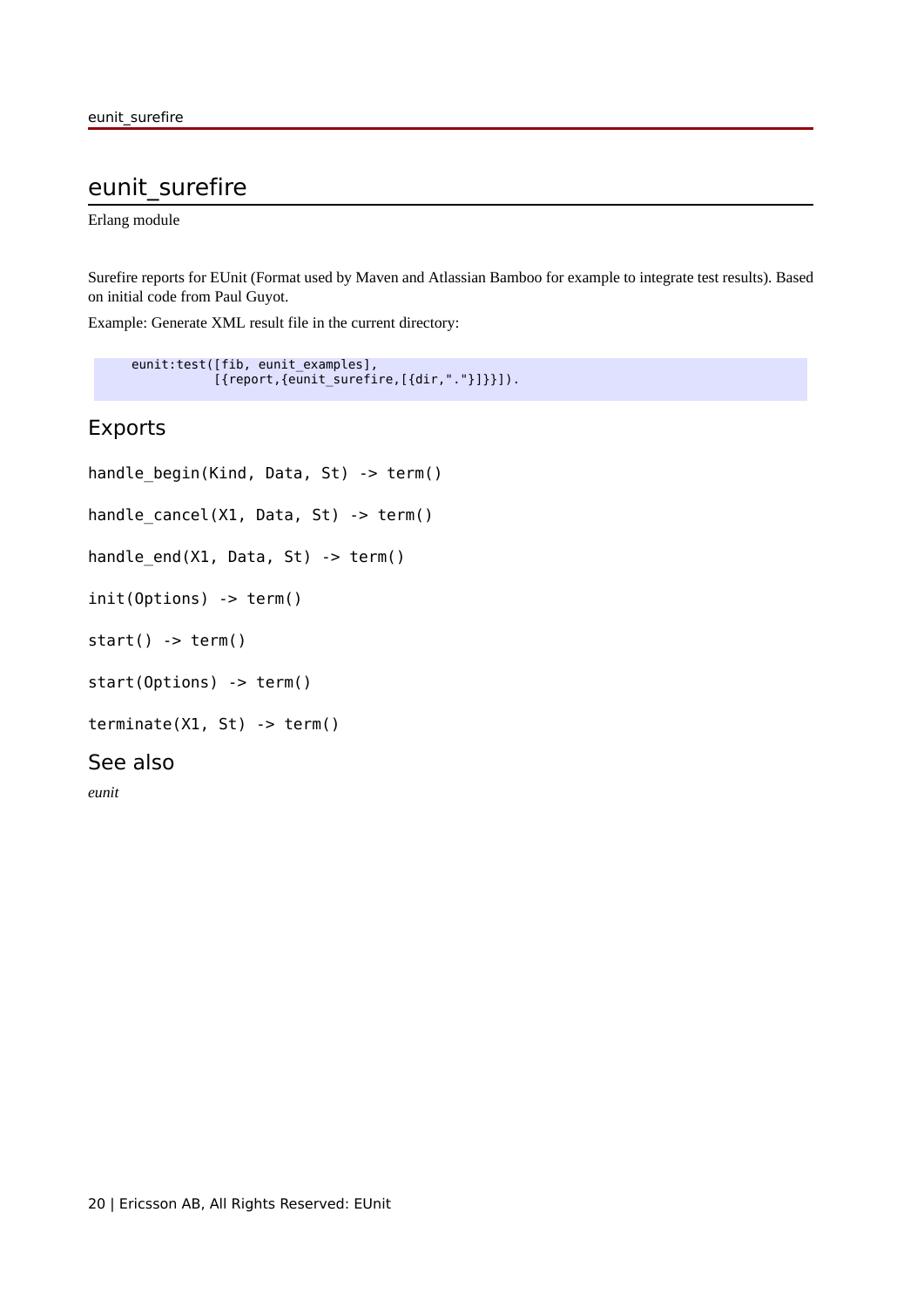# eunit_surefire

Erlang module

Surefire reports for EUnit (Format used by Maven and Atlassian Bamboo for example to integrate test results). Based on initial code from Paul Guyot.

Example: Generate XML result file in the current directory:

```
eunit:test([fib, eunit_examples],
           [{report,{eunit_surefire,[{dir,"."}]}}]).
```

## Exports

```
handle_begin(Kind, Data, St) -> term()
```

```
handle_cancel(X1, Data, St) -> term()
```

```
handle_end(X1, Data, St) -> term()
```

```
init(Options) -> term()
```

```
start() -> term()
```

```
start(Options) -> term()
```

```
terminate(X1, St) -> term()
```

## See also

*eunit*